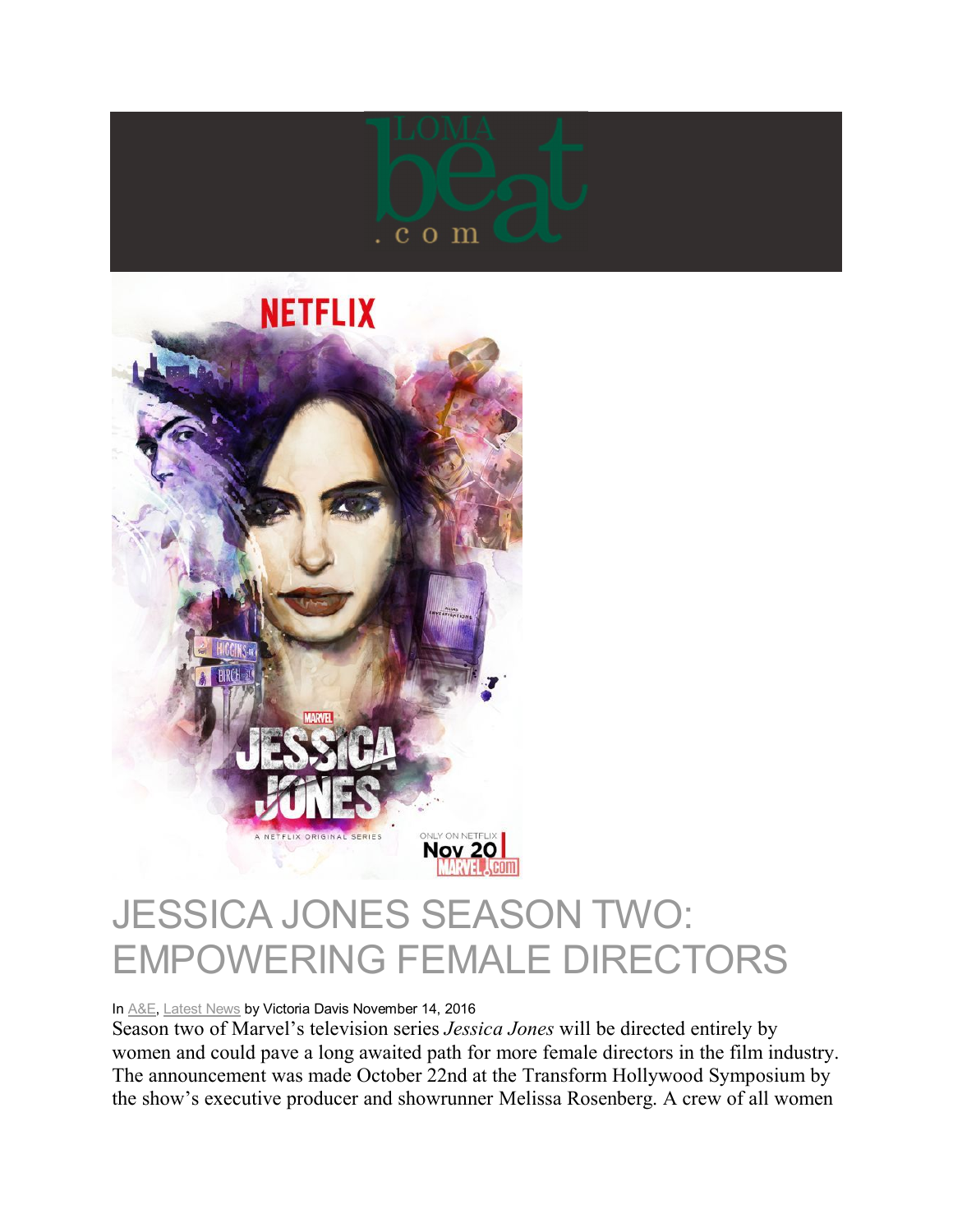# JESSICA JONES SEASON TWO: EMPOWERING FEMALE DIRECTORS

In A&E, Latest News by Victoria Davis November 14, 2016

Season two of Marvel's television series *Jessica Jones* will be directed entirely by women and could pave a long awaited path for more female directors in the film industry. The announcement was made October 22nd at the Transform Hollywood Symposium by the show's executive producer and showrunner Melissa Rosenberg. A crew of all women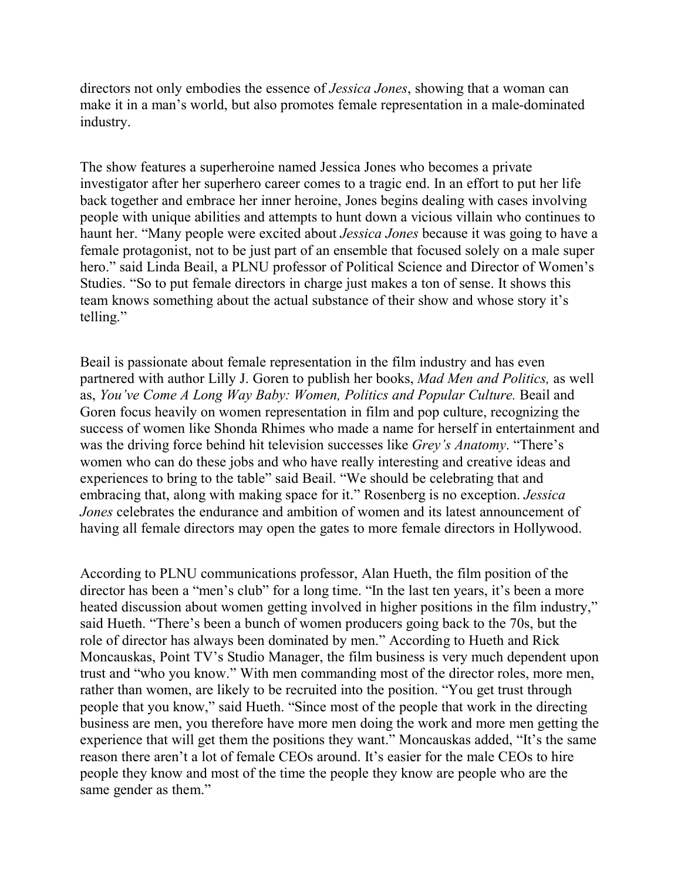directors not only embodies the essence of *Jessica Jones*, showing that a woman can make it in a man's world, but also promotes female representation in a male-dominated industry.

The show features a superheroine named Jessica Jones who becomes a private investigator after her superhero career comes to a tragic end. In an effort to put her life back together and embrace her inner heroine, Jones begins dealing with cases involving people with unique abilities and attempts to hunt down a vicious villain who continues to haunt her. "Many people were excited about *Jessica Jones* because it was going to have a female protagonist, not to be just part of an ensemble that focused solely on a male super hero." said Linda Beail, a PLNU professor of Political Science and Director of Women's Studies. "So to put female directors in charge just makes a ton of sense. It shows this team knows something about the actual substance of their show and whose story it's telling."

Beail is passionate about female representation in the film industry and has even partnered with author Lilly J. Goren to publish her books, *Mad Men and Politics,* as well as, *You've Come A Long Way Baby: Women, Politics and Popular Culture.* Beail and Goren focus heavily on women representation in film and pop culture, recognizing the success of women like Shonda Rhimes who made a name for herself in entertainment and was the driving force behind hit television successes like *Grey's Anatomy*. "There's women who can do these jobs and who have really interesting and creative ideas and experiences to bring to the table" said Beail. "We should be celebrating that and embracing that, along with making space for it." Rosenberg is no exception. *Jessica Jones* celebrates the endurance and ambition of women and its latest announcement of having all female directors may open the gates to more female directors in Hollywood.

According to PLNU communications professor, Alan Hueth, the film position of the director has been a "men's club" for a long time. "In the last ten years, it's been a more heated discussion about women getting involved in higher positions in the film industry," said Hueth. "There's been a bunch of women producers going back to the 70s, but the role of director has always been dominated by men." According to Hueth and Rick Moncauskas, Point TV's Studio Manager, the film business is very much dependent upon trust and "who you know." With men commanding most of the director roles, more men, rather than women, are likely to be recruited into the position. "You get trust through people that you know," said Hueth. "Since most of the people that work in the directing business are men, you therefore have more men doing the work and more men getting the experience that will get them the positions they want." Moncauskas added, "It's the same reason there aren't a lot of female CEOs around. It's easier for the male CEOs to hire people they know and most of the time the people they know are people who are the same gender as them."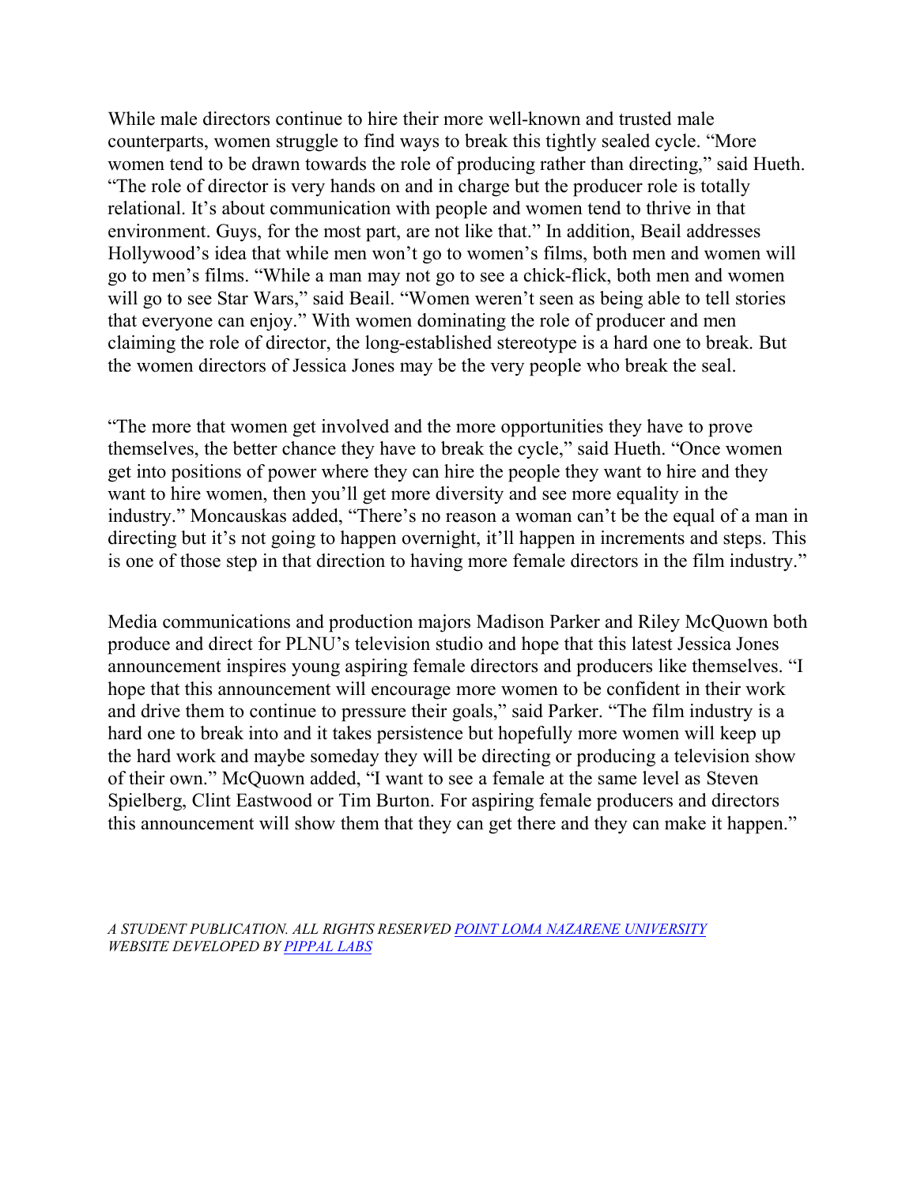While male directors continue to hire their more well-known and trusted male counterparts, women struggle to find ways to break this tightly sealed cycle. "More women tend to be drawn towards the role of producing rather than directing," said Hueth. "The role of director is very hands on and in charge but the producer role is totally relational. It's about communication with people and women tend to thrive in that environment. Guys, for the most part, are not like that." In addition, Beail addresses Hollywood's idea that while men won't go to women's films, both men and women will go to men's films. "While a man may not go to see a chick-flick, both men and women will go to see Star Wars," said Beail. "Women weren't seen as being able to tell stories that everyone can enjoy." With women dominating the role of producer and men claiming the role of director, the long-established stereotype is a hard one to break. But the women directors of Jessica Jones may be the very people who break the seal.

"The more that women get involved and the more opportunities they have to prove themselves, the better chance they have to break the cycle," said Hueth. "Once women get into positions of power where they can hire the people they want to hire and they want to hire women, then you'll get more diversity and see more equality in the industry." Moncauskas added, "There's no reason a woman can't be the equal of a man in directing but it's not going to happen overnight, it'll happen in increments and steps. This is one of those step in that direction to having more female directors in the film industry."

Media communications and production majors Madison Parker and Riley McQuown both produce and direct for PLNU's television studio and hope that this latest Jessica Jones announcement inspires young aspiring female directors and producers like themselves. "I hope that this announcement will encourage more women to be confident in their work and drive them to continue to pressure their goals," said Parker. "The film industry is a hard one to break into and it takes persistence but hopefully more women will keep up the hard work and maybe someday they will be directing or producing a television show of their own." McQuown added, "I want to see a female at the same level as Steven Spielberg, Clint Eastwood or Tim Burton. For aspiring female producers and directors this announcement will show them that they can get there and they can make it happen."

*A STUDENT PUBLICATION. ALL RIGHTS RESERVED [POINT LOMA NAZARENE UNIVERSITY]*
*WEBSITE DEVELOPED BY [PIPPAL LABS]*